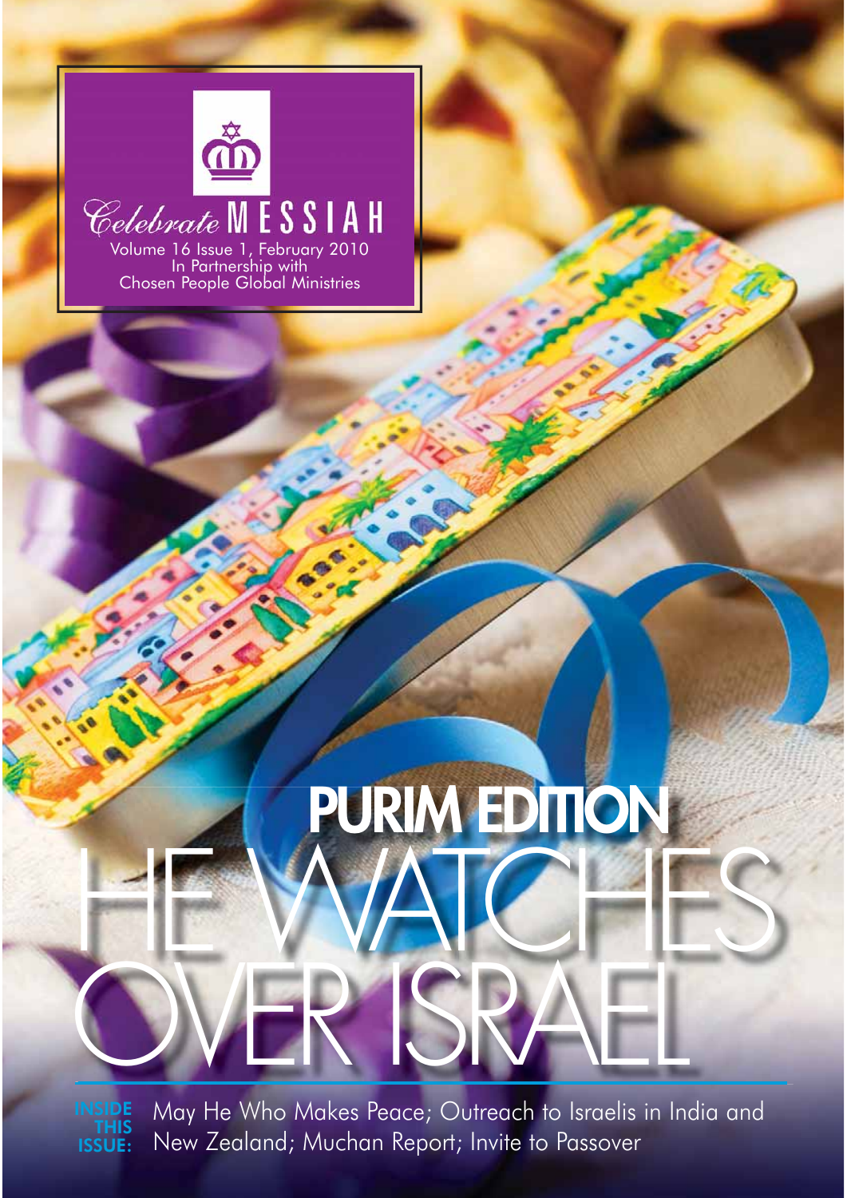# Celebrate MESSIAH

Volume 16 Issue 1, February 2010
In Partnership with
Chosen People Global Ministries

## PURIM EDITION

# HE WATCHES OVER ISRAEL

**INSIDE THIS ISSUE:** May He Who Makes Peace; Outreach to Israelis in India and New Zealand; Muchan Report; Invite to Passover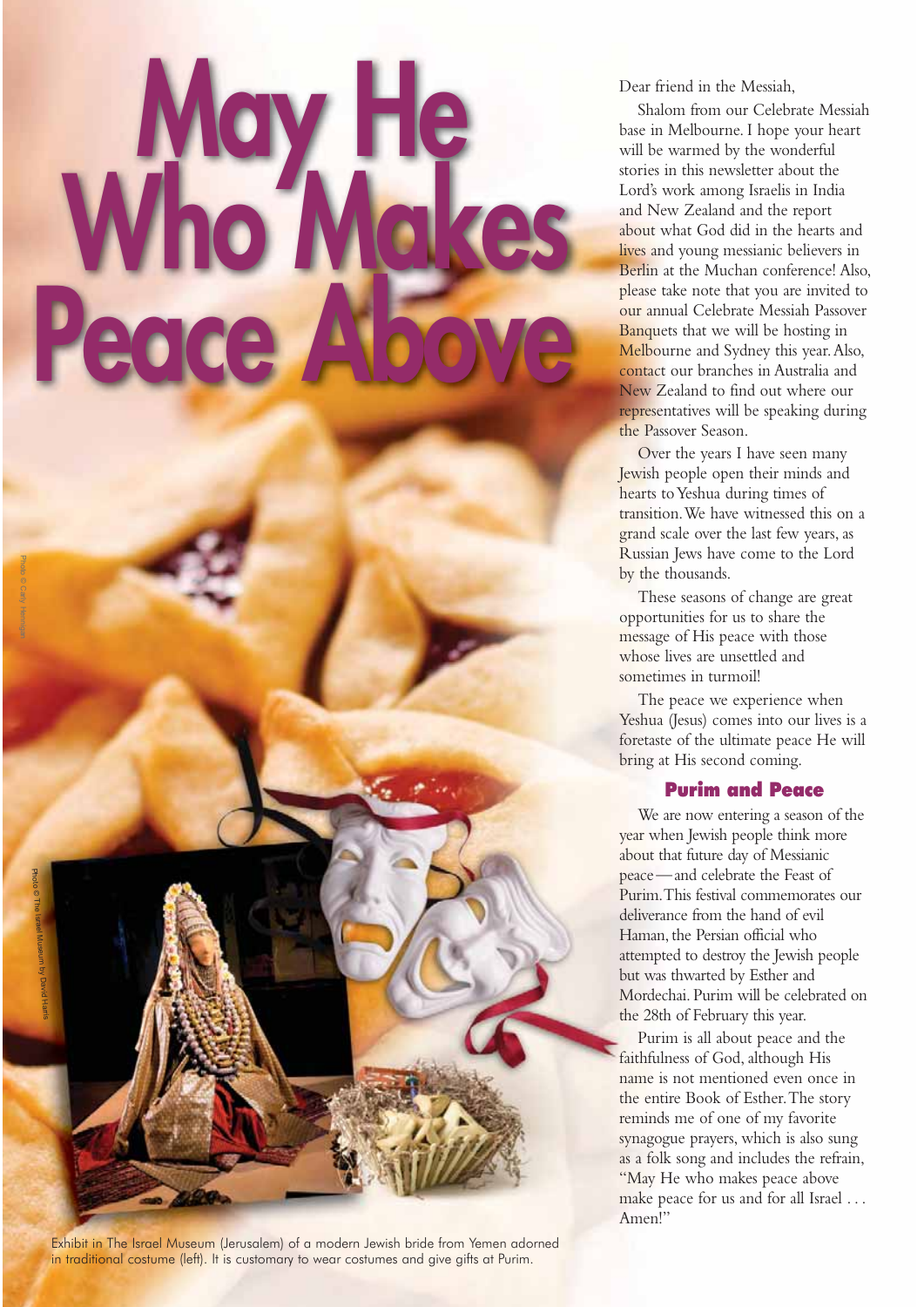# May He Who Makes Peace Above

Photo © Cathy Henningan

Photo © The Israel Museum by David Harris

Exhibit in The Israel Museum (Jerusalem) of a modern Jewish bride from Yemen adorned in traditional costume (left). It is customary to wear costumes and give gifts at Purim.

Dear friend in the Messiah,

Shalom from our Celebrate Messiah base in Melbourne. I hope your heart will be warmed by the wonderful stories in this newsletter about the Lord's work among Israelis in India and New Zealand and the report about what God did in the hearts and lives and young messianic believers in Berlin at the Muchan conference! Also, please take note that you are invited to our annual Celebrate Messiah Passover Banquets that we will be hosting in Melbourne and Sydney this year. Also, contact our branches in Australia and New Zealand to find out where our representatives will be speaking during the Passover Season.

Over the years I have seen many Jewish people open their minds and hearts to Yeshua during times of transition. We have witnessed this on a grand scale over the last few years, as Russian Jews have come to the Lord by the thousands.

These seasons of change are great opportunities for us to share the message of His peace with those whose lives are unsettled and sometimes in turmoil!

The peace we experience when Yeshua (Jesus) comes into our lives is a foretaste of the ultimate peace He will bring at His second coming.

### Purim and Peace

We are now entering a season of the year when Jewish people think more about that future day of Messianic peace—and celebrate the Feast of Purim. This festival commemorates our deliverance from the hand of evil Haman, the Persian official who attempted to destroy the Jewish people but was thwarted by Esther and Mordechai. Purim will be celebrated on the 28th of February this year.

Purim is all about peace and the faithfulness of God, although His name is not mentioned even once in the entire Book of Esther. The story reminds me of one of my favorite synagogue prayers, which is also sung as a folk song and includes the refrain, "May He who makes peace above make peace for us and for all Israel . . . Amen!"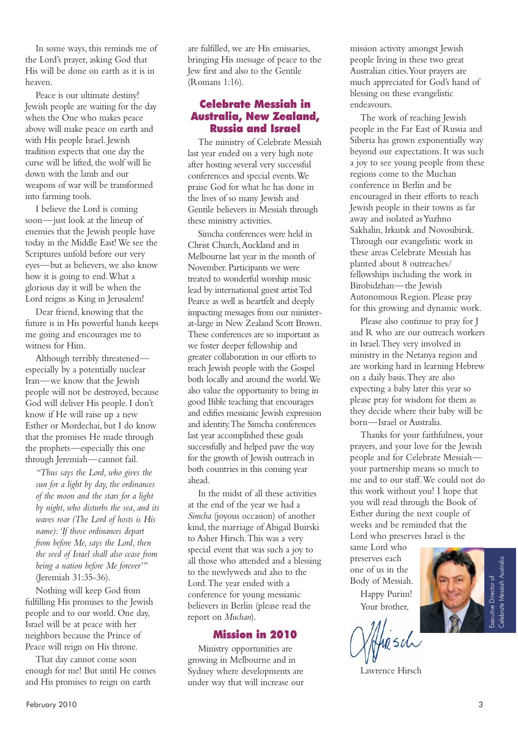In some ways, this reminds me of the Lord's prayer, asking God that His will be done on earth as it is in heaven.

Peace is our ultimate destiny! Jewish people are waiting for the day when the One who makes peace above will make peace on earth and with His people Israel. Jewish tradition expects that one day the curse will be lifted, the wolf will lie down with the lamb and our weapons of war will be transformed into farming tools.

I believe the Lord is coming soon—just look at the lineup of enemies that the Jewish people have today in the Middle East! We see the Scriptures unfold before our very eyes—but as believers, we also know how it is going to end. What a glorious day it will be when the Lord reigns as King in Jerusalem!

Dear friend, knowing that the future is in His powerful hands keeps me going and encourages me to witness for Him.

Although terribly threatened—especially by a potentially nuclear Iran—we know that the Jewish people will not be destroyed, because God will deliver His people. I don't know if He will raise up a new Esther or Mordechai, but I do know that the promises He made through the prophets—especially this one through Jeremiah—cannot fail.

*"Thus says the Lord, who gives the sun for a light by day, the ordinances of the moon and the stars for a light by night, who disturbs the sea, and its waves roar (The Lord of hosts is His name): 'If those ordinances depart from before Me, says the Lord, then the seed of Israel shall also cease from being a nation before Me forever'"* (Jeremiah 31:35-36).

Nothing will keep God from fulfilling His promises to the Jewish people and to our world. One day, Israel will be at peace with her neighbors because the Prince of Peace will reign on His throne.

That day cannot come soon enough for me! But until He comes and His promises to reign on earth are fulfilled, we are His emissaries, bringing His message of peace to the Jew first and also to the Gentile (Romans 1:16).

## Celebrate Messiah in Australia, New Zealand, Russia and Israel

The ministry of Celebrate Messiah last year ended on a very high note after hosting several very successful conferences and special events. We praise God for what he has done in the lives of so many Jewish and Gentile believers in Messiah through these ministry activities.

Simcha conferences were held in Christ Church, Auckland and in Melbourne last year in the month of November. Participants we were treated to wonderful worship music lead by international guest artist Ted Pearce as well as heartfelt and deeply impacting messages from our minister-at-large in New Zealand Scott Brown. These conferences are so important as we foster deeper fellowship and greater collaboration in our efforts to reach Jewish people with the Gospel both locally and around the world. We also value the opportunity to bring in good Bible teaching that encourages and edifies messianic Jewish expression and identity. The Simcha conferences last year accomplished these goals successfully and helped pave the way for the growth of Jewish outreach in both countries in this coming year ahead.

In the midst of all these activities at the end of the year we had a *Simcha* (joyous occasion) of another kind, the marriage of Abigail Buirski to Asher Hirsch. This was a very special event that was such a joy to all those who attended and a blessing to the newlyweds and also to the Lord. The year ended with a conference for young messianic believers in Berlin (please read the report on *Muchan*).

## Mission in 2010

Ministry opportunities are growing in Melbourne and in Sydney where developments are under way that will increase our mission activity amongst Jewish people living in these two great Australian cities. Your prayers are much appreciated for God's hand of blessing on these evangelistic endeavours.

The work of reaching Jewish people in the Far East of Russia and Siberia has grown exponentially way beyond our expectations. It was such a joy to see young people from these regions come to the Muchan conference in Berlin and be encouraged in their efforts to reach Jewish people in their towns as far away and isolated as Yuzhno Sakhalin, Irkutsk and Novosibirsk. Through our evangelistic work in these areas Celebrate Messiah has planted about 8 outreaches/fellowships including the work in Birobidzhan—the Jewish Autonomous Region. Please pray for this growing and dynamic work.

Please also continue to pray for J and R who are our outreach workers in Israel. They very involved in ministry in the Netanya region and are working hard in learning Hebrew on a daily basis. They are also expecting a baby later this year so please pray for wisdom for them as they decide where their baby will be born—Israel or Australia.

Thanks for your faithfulness, your prayers, and your love for the Jewish people and for Celebrate Messiah—your partnership means so much to me and to our staff. We could not do this work without you! I hope that you will read through the Book of Esther during the next couple of weeks and be reminded that the Lord who preserves Israel is the same Lord who preserves each one of us in the Body of Messiah.

Happy Purim!

Your brother,

Lawrence Hirsch

Executive Director of Celebrate Messiah Australia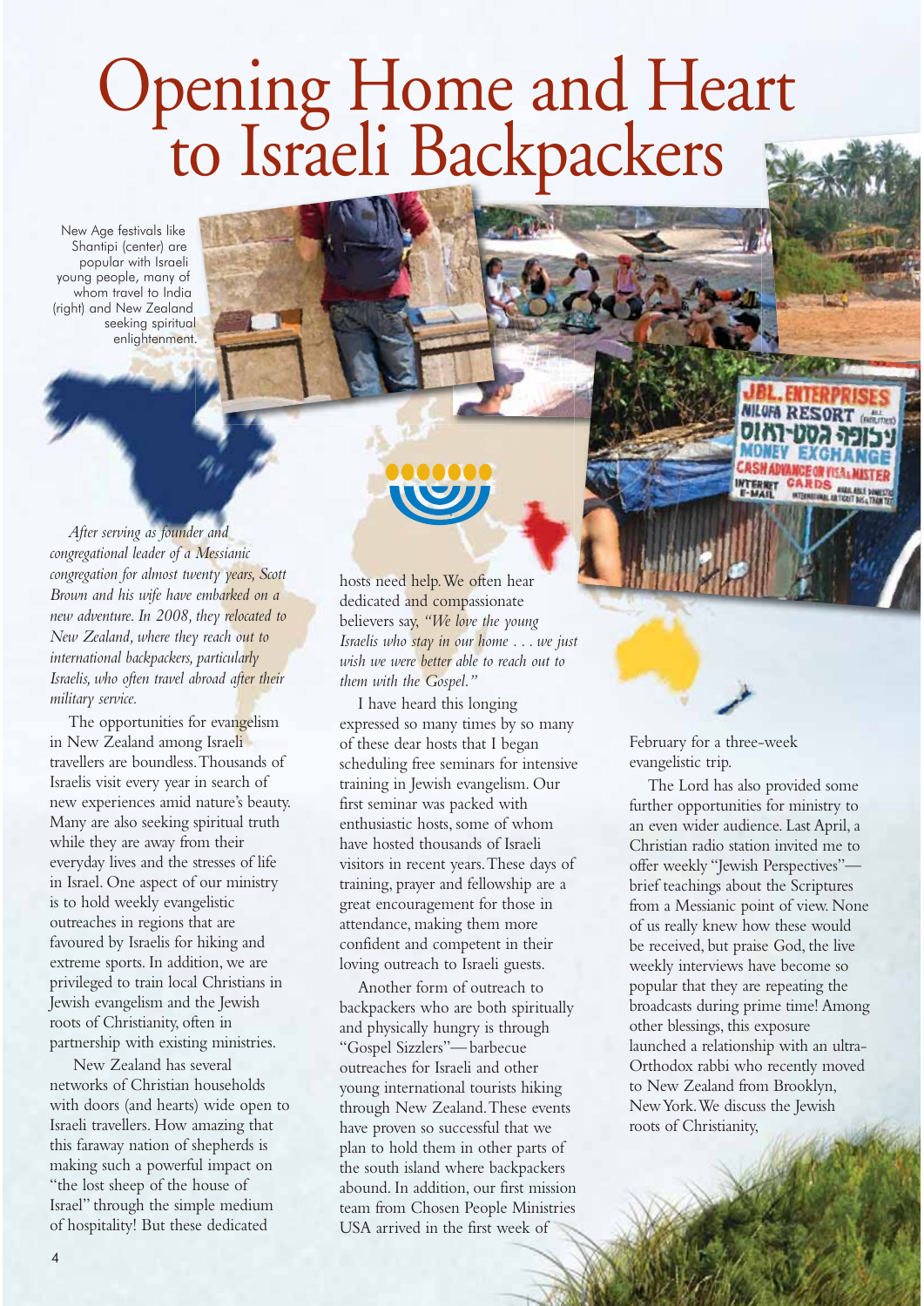# Opening Home and Heart to Israeli Backpackers

New Age festivals like Shantipi (center) are popular with Israeli young people, many of whom travel to India (right) and New Zealand seeking spiritual enlightenment.

*After serving as founder and congregational leader of a Messianic congregation for almost twenty years, Scott Brown and his wife have embarked on a new adventure. In 2008, they relocated to New Zealand, where they reach out to international backpackers, particularly Israelis, who often travel abroad after their military service.*

The opportunities for evangelism in New Zealand among Israeli travellers are boundless. Thousands of Israelis visit every year in search of new experiences amid nature's beauty. Many are also seeking spiritual truth while they are away from their everyday lives and the stresses of life in Israel. One aspect of our ministry is to hold weekly evangelistic outreaches in regions that are favoured by Israelis for hiking and extreme sports. In addition, we are privileged to train local Christians in Jewish evangelism and the Jewish roots of Christianity, often in partnership with existing ministries.

New Zealand has several networks of Christian households with doors (and hearts) wide open to Israeli travellers. How amazing that this faraway nation of shepherds is making such a powerful impact on "the lost sheep of the house of Israel" through the simple medium of hospitality! But these dedicated hosts need help. We often hear dedicated and compassionate believers say, *"We love the young Israelis who stay in our home . . . we just wish we were better able to reach out to them with the Gospel."*

I have heard this longing expressed so many times by so many of these dear hosts that I began scheduling free seminars for intensive training in Jewish evangelism. Our first seminar was packed with enthusiastic hosts, some of whom have hosted thousands of Israeli visitors in recent years. These days of training, prayer and fellowship are a great encouragement for those in attendance, making them more confident and competent in their loving outreach to Israeli guests.

Another form of outreach to backpackers who are both spiritually and physically hungry is through "Gospel Sizzlers"—barbecue outreaches for Israeli and other young international tourists hiking through New Zealand. These events have proven so successful that we plan to hold them in other parts of the south island where backpackers abound. In addition, our first mission team from Chosen People Ministries USA arrived in the first week of February for a three-week evangelistic trip.

The Lord has also provided some further opportunities for ministry to an even wider audience. Last April, a Christian radio station invited me to offer weekly "Jewish Perspectives"—brief teachings about the Scriptures from a Messianic point of view. None of us really knew how these would be received, but praise God, the live weekly interviews have become so popular that they are repeating the broadcasts during prime time! Among other blessings, this exposure launched a relationship with an ultra-Orthodox rabbi who recently moved to New Zealand from Brooklyn, New York. We discuss the Jewish roots of Christianity,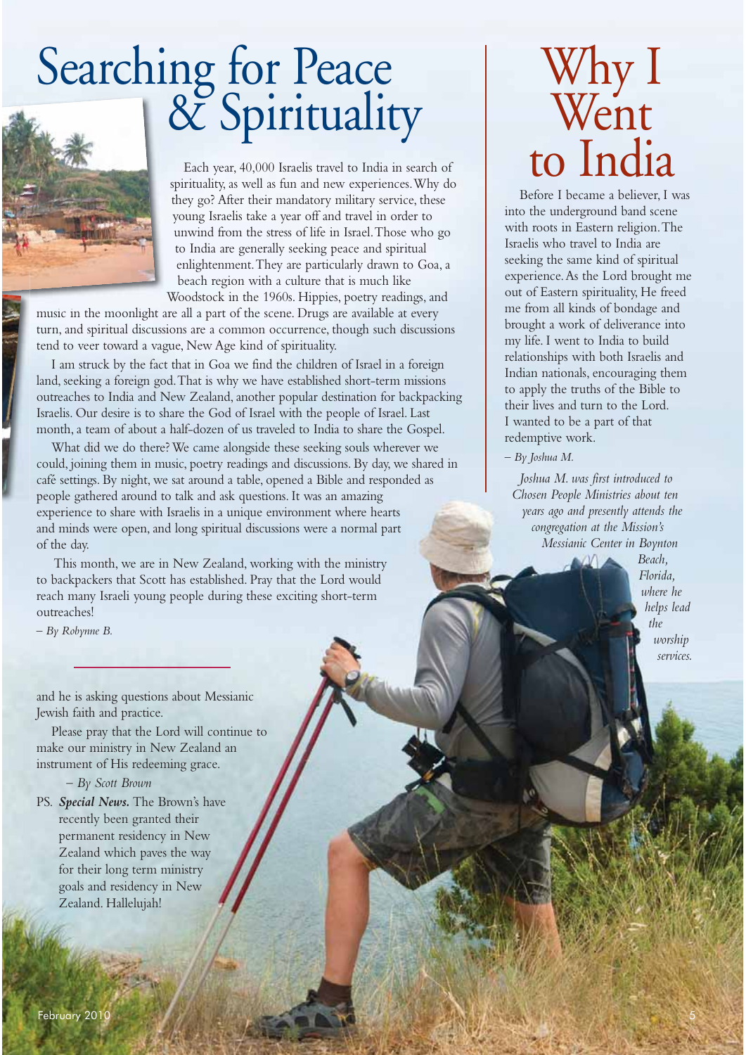# Searching for Peace & Spirituality

Each year, 40,000 Israelis travel to India in search of spirituality, as well as fun and new experiences. Why do they go? After their mandatory military service, these young Israelis take a year off and travel in order to unwind from the stress of life in Israel. Those who go to India are generally seeking peace and spiritual enlightenment. They are particularly drawn to Goa, a beach region with a culture that is much like Woodstock in the 1960s. Hippies, poetry readings, and music in the moonlight are all a part of the scene. Drugs are available at every turn, and spiritual discussions are a common occurrence, though such discussions tend to veer toward a vague, New Age kind of spirituality.

I am struck by the fact that in Goa we find the children of Israel in a foreign land, seeking a foreign god. That is why we have established short-term missions outreaches to India and New Zealand, another popular destination for backpacking Israelis. Our desire is to share the God of Israel with the people of Israel. Last month, a team of about a half-dozen of us traveled to India to share the Gospel.

What did we do there? We came alongside these seeking souls wherever we could, joining them in music, poetry readings and discussions. By day, we shared in café settings. By night, we sat around a table, opened a Bible and responded as people gathered around to talk and ask questions. It was an amazing experience to share with Israelis in a unique environment where hearts and minds were open, and long spiritual discussions were a normal part of the day.

This month, we are in New Zealand, working with the ministry to backpackers that Scott has established. Pray that the Lord would reach many Israeli young people during these exciting short-term outreaches!

*– By Robynne B.*

# Why I Went to India

Before I became a believer, I was into the underground band scene with roots in Eastern religion. The Israelis who travel to India are seeking the same kind of spiritual experience. As the Lord brought me out of Eastern spirituality, He freed me from all kinds of bondage and brought a work of deliverance into my life. I went to India to build relationships with both Israelis and Indian nationals, encouraging them to apply the truths of the Bible to their lives and turn to the Lord. I wanted to be a part of that redemptive work.

*– By Joshua M.*

*Joshua M. was first introduced to Chosen People Ministries about ten years ago and presently attends the congregation at the Mission's Messianic Center in Boynton Beach, Florida, where he helps lead the worship services.*

---

and he is asking questions about Messianic Jewish faith and practice.

Please pray that the Lord will continue to make our ministry in New Zealand an instrument of His redeeming grace.

*– By Scott Brown*

PS. ***Special News.*** The Brown's have recently been granted their permanent residency in New Zealand which paves the way for their long term ministry goals and residency in New Zealand. Hallelujah!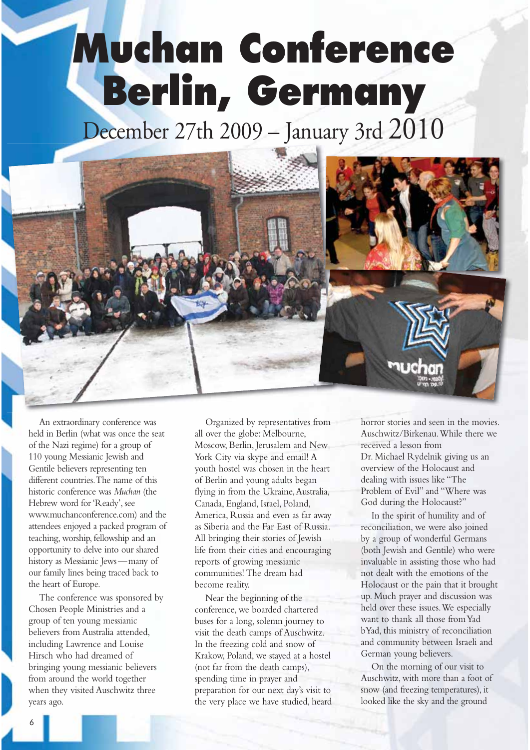# Muchan Conference Berlin, Germany

## December 27th 2009 – January 3rd 2010

An extraordinary conference was held in Berlin (what was once the seat of the Nazi regime) for a group of 110 young Messianic Jewish and Gentile believers representing ten different countries. The name of this historic conference was *Muchan* (the Hebrew word for 'Ready', see www.muchanconference.com) and the attendees enjoyed a packed program of teaching, worship, fellowship and an opportunity to delve into our shared history as Messianic Jews—many of our family lines being traced back to the heart of Europe.

The conference was sponsored by Chosen People Ministries and a group of ten young messianic believers from Australia attended, including Lawrence and Louise Hirsch who had dreamed of bringing young messianic believers from around the world together when they visited Auschwitz three years ago.

Organized by representatives from all over the globe: Melbourne, Moscow, Berlin, Jerusalem and New York City via skype and email! A youth hostel was chosen in the heart of Berlin and young adults began flying in from the Ukraine, Australia, Canada, England, Israel, Poland, America, Russia and even as far away as Siberia and the Far East of Russia. All bringing their stories of Jewish life from their cities and encouraging reports of growing messianic communities! The dream had become reality.

Near the beginning of the conference, we boarded chartered buses for a long, solemn journey to visit the death camps of Auschwitz. In the freezing cold and snow of Krakow, Poland, we stayed at a hostel (not far from the death camps), spending time in prayer and preparation for our next day's visit to the very place we have studied, heard horror stories and seen in the movies. Auschwitz/Birkenau. While there we received a lesson from Dr. Michael Rydelnik giving us an overview of the Holocaust and dealing with issues like "The Problem of Evil" and "Where was God during the Holocaust?"

In the spirit of humility and of reconciliation, we were also joined by a group of wonderful Germans (both Jewish and Gentile) who were invaluable in assisting those who had not dealt with the emotions of the Holocaust or the pain that it brought up. Much prayer and discussion was held over these issues. We especially want to thank all those from Yad bYad, this ministry of reconciliation and community between Israeli and German young believers.

On the morning of our visit to Auschwitz, with more than a foot of snow (and freezing temperatures), it looked like the sky and the ground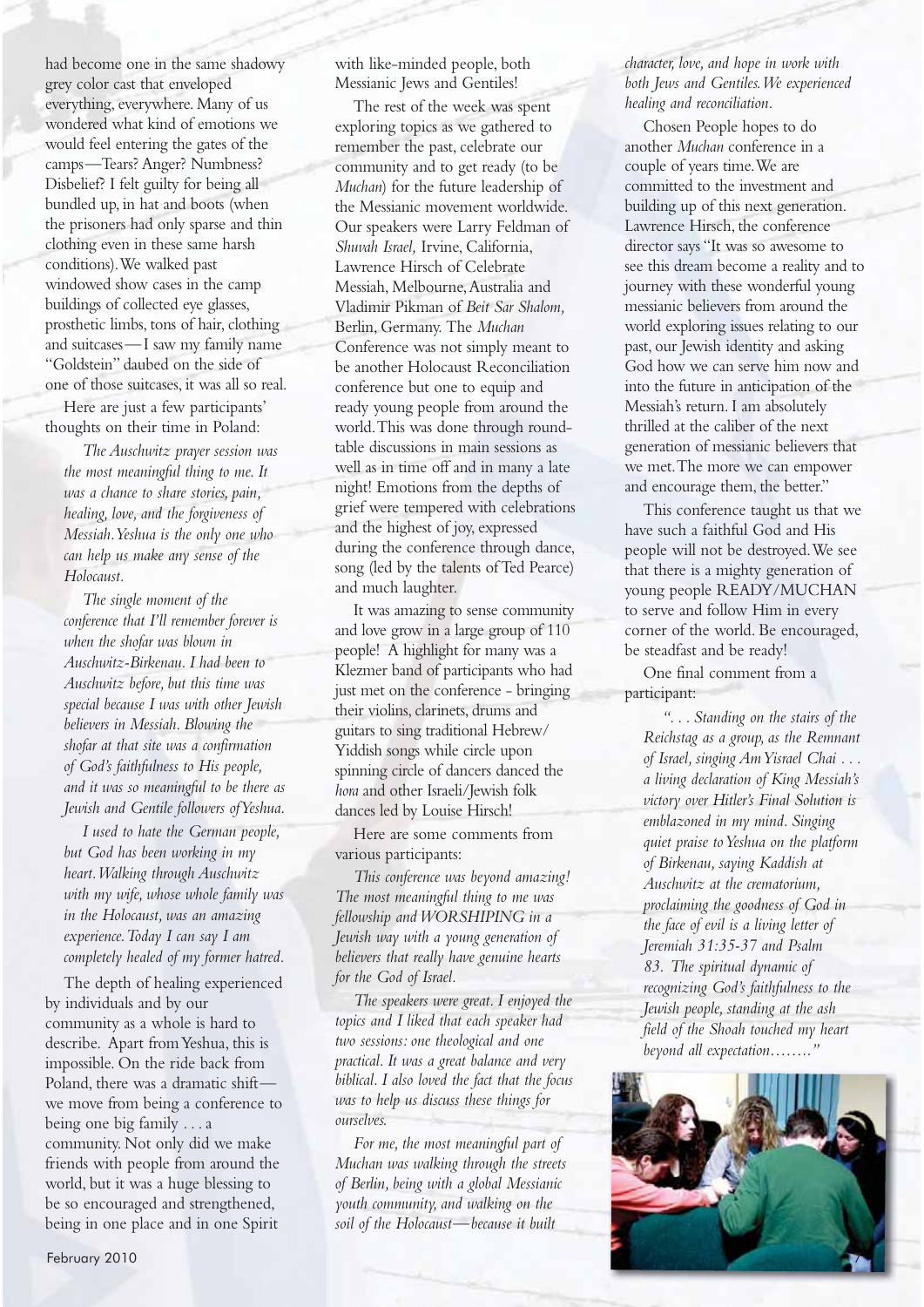had become one in the same shadowy grey color cast that enveloped everything, everywhere. Many of us wondered what kind of emotions we would feel entering the gates of the camps—Tears? Anger? Numbness? Disbelief? I felt guilty for being all bundled up, in hat and boots (when the prisoners had only sparse and thin clothing even in these same harsh conditions). We walked past windowed show cases in the camp buildings of collected eye glasses, prosthetic limbs, tons of hair, clothing and suitcases—I saw my family name "Goldstein" daubed on the side of one of those suitcases, it was all so real.

Here are just a few participants' thoughts on their time in Poland:

> *The Auschwitz prayer session was the most meaningful thing to me. It was a chance to share stories, pain, healing, love, and the forgiveness of Messiah. Yeshua is the only one who can help us make any sense of the Holocaust.*

> *The single moment of the conference that I'll remember forever is when the shofar was blown in Auschwitz-Birkenau. I had been to Auschwitz before, but this time was special because I was with other Jewish believers in Messiah. Blowing the shofar at that site was a confirmation of God's faithfulness to His people, and it was so meaningful to be there as Jewish and Gentile followers of Yeshua.*

> *I used to hate the German people, but God has been working in my heart. Walking through Auschwitz with my wife, whose whole family was in the Holocaust, was an amazing experience. Today I can say I am completely healed of my former hatred.*

The depth of healing experienced by individuals and by our community as a whole is hard to describe. Apart from Yeshua, this is impossible. On the ride back from Poland, there was a dramatic shift—we move from being a conference to being one big family . . . a community. Not only did we make friends with people from around the world, but it was a huge blessing to be so encouraged and strengthened, being in one place and in one Spirit with like-minded people, both Messianic Jews and Gentiles!

The rest of the week was spent exploring topics as we gathered to remember the past, celebrate our community and to get ready (to be *Muchan*) for the future leadership of the Messianic movement worldwide. Our speakers were Larry Feldman of *Shuvah Israel,* Irvine, California, Lawrence Hirsch of Celebrate Messiah, Melbourne, Australia and Vladimir Pikman of *Beit Sar Shalom,* Berlin, Germany. The *Muchan* Conference was not simply meant to be another Holocaust Reconciliation conference but one to equip and ready young people from around the world. This was done through round-table discussions in main sessions as well as in time off and in many a late night! Emotions from the depths of grief were tempered with celebrations and the highest of joy, expressed during the conference through dance, song (led by the talents of Ted Pearce) and much laughter.

It was amazing to sense community and love grow in a large group of 110 people! A highlight for many was a Klezmer band of participants who had just met on the conference - bringing their violins, clarinets, drums and guitars to sing traditional Hebrew/Yiddish songs while circle upon spinning circle of dancers danced the *hora* and other Israeli/Jewish folk dances led by Louise Hirsch!

Here are some comments from various participants:

> *This conference was beyond amazing! The most meaningful thing to me was fellowship and WORSHIPING in a Jewish way with a young generation of believers that really have genuine hearts for the God of Israel.*

> *The speakers were great. I enjoyed the topics and I liked that each speaker had two sessions: one theological and one practical. It was a great balance and very biblical. I also loved the fact that the focus was to help us discuss these things for ourselves.*

> *For me, the most meaningful part of Muchan was walking through the streets of Berlin, being with a global Messianic youth community, and walking on the soil of the Holocaust—because it built character, love, and hope in work with both Jews and Gentiles. We experienced healing and reconciliation.*

Chosen People hopes to do another *Muchan* conference in a couple of years time. We are committed to the investment and building up of this next generation. Lawrence Hirsch, the conference director says "It was so awesome to see this dream become a reality and to journey with these wonderful young messianic believers from around the world exploring issues relating to our past, our Jewish identity and asking God how we can serve him now and into the future in anticipation of the Messiah's return. I am absolutely thrilled at the caliber of the next generation of messianic believers that we met. The more we can empower and encourage them, the better."

This conference taught us that we have such a faithful God and His people will not be destroyed. We see that there is a mighty generation of young people READY/MUCHAN to serve and follow Him in every corner of the world. Be encouraged, be steadfast and be ready!

One final comment from a participant:

> *". . . Standing on the stairs of the Reichstag as a group, as the Remnant of Israel, singing Am Yisrael Chai . . . a living declaration of King Messiah's victory over Hitler's Final Solution is emblazoned in my mind. Singing quiet praise to Yeshua on the platform of Birkenau, saying Kaddish at Auschwitz at the crematorium, proclaiming the goodness of God in the face of evil is a living letter of Jeremiah 31:35-37 and Psalm 83. The spiritual dynamic of recognizing God's faithfulness to the Jewish people, standing at the ash field of the Shoah touched my heart beyond all expectation……."*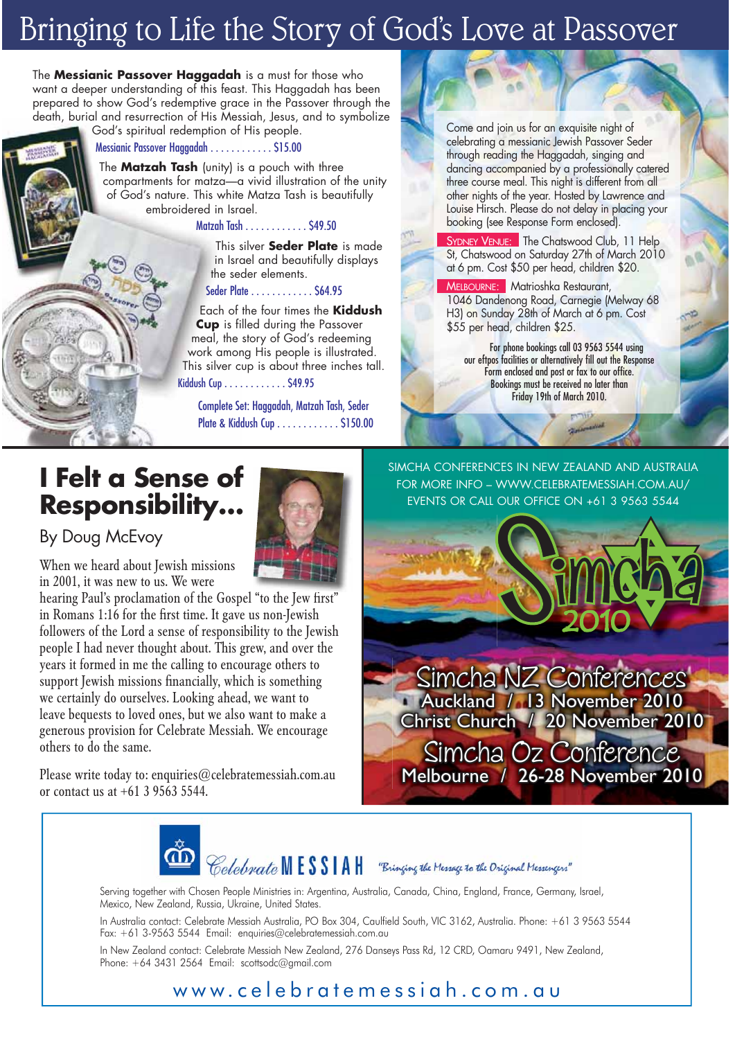# Bringing to Life the Story of God's Love at Passover

The **Messianic Passover Haggadah** is a must for those who want a deeper understanding of this feast. This Haggadah has been prepared to show God's redemptive grace in the Passover through the death, burial and resurrection of His Messiah, Jesus, and to symbolize God's spiritual redemption of His people.

Messianic Passover Haggadah . . . . . . . . . . . . $15.00

The **Matzah Tash** (unity) is a pouch with three compartments for matza—a vivid illustration of the unity of God's nature. This white Matza Tash is beautifully embroidered in Israel.

Matzah Tash . . . . . . . . . . . . $49.50

This silver **Seder Plate** is made in Israel and beautifully displays the seder elements.

Seder Plate . . . . . . . . . . . . $64.95

Each of the four times the **Kiddush Cup** is filled during the Passover meal, the story of God's redeeming work among His people is illustrated. This silver cup is about three inches tall.

Kiddush Cup . . . . . . . . . . . . $49.95

Complete Set: Haggadah, Matzah Tash, Seder Plate & Kiddush Cup . . . . . . . . . . . . $150.00

Come and join us for an exquisite night of celebrating a messianic Jewish Passover Seder through reading the Haggadah, singing and dancing accompanied by a professionally catered three course meal. This night is different from all other nights of the year. Hosted by Lawrence and Louise Hirsch. Please do not delay in placing your booking (see Response Form enclosed).

SYDNEY VENUE: The Chatswood Club, 11 Help St, Chatswood on Saturday 27th of March 2010 at 6 pm. Cost $50 per head, children $20.

MELBOURNE: Matrioshka Restaurant, 1046 Dandenong Road, Carnegie (Melway 68 H3) on Sunday 28th of March at 6 pm. Cost $55 per head, children $25.

For phone bookings call 03 9563 5544 using our eftpos facilities or alternatively fill out the Response Form enclosed and post or fax to our office. Bookings must be received no later than Friday 19th of March 2010.

## I Felt a Sense of Responsibility...

By Doug McEvoy

When we heard about Jewish missions in 2001, it was new to us. We were hearing Paul's proclamation of the Gospel "to the Jew first" in Romans 1:16 for the first time. It gave us non-Jewish followers of the Lord a sense of responsibility to the Jewish people I had never thought about. This grew, and over the years it formed in me the calling to encourage others to support Jewish missions financially, which is something we certainly do ourselves. Looking ahead, we want to leave bequests to loved ones, but we also want to make a generous provision for Celebrate Messiah. We encourage others to do the same.

Please write today to: enquiries@celebratemessiah.com.au or contact us at +61 3 9563 5544.

SIMCHA CONFERENCES IN NEW ZEALAND AND AUSTRALIA
FOR MORE INFO – WWW.CELEBRATEMESSIAH.COM.AU/EVENTS OR CALL OUR OFFICE ON +61 3 9563 5544

Simcha 2010

Simcha NZ Conferences
Auckland / 13 November 2010
Christ Church / 20 November 2010

Simcha Oz Conference
Melbourne / 26-28 November 2010

Celebrate MESSIAH "Bringing the Message to the Original Messengers"

Serving together with Chosen People Ministries in: Argentina, Australia, Canada, China, England, France, Germany, Israel, Mexico, New Zealand, Russia, Ukraine, United States.

In Australia contact: Celebrate Messiah Australia, PO Box 304, Caulfield South, VIC 3162, Australia. Phone: +61 3 9563 5544 Fax: +61 3-9563 5544 Email: enquiries@celebratemessiah.com.au

In New Zealand contact: Celebrate Messiah New Zealand, 276 Danseys Pass Rd, 12 CRD, Oamaru 9491, New Zealand, Phone: +64 3431 2564 Email: scottsodc@gmail.com

www.celebratemessiah.com.au